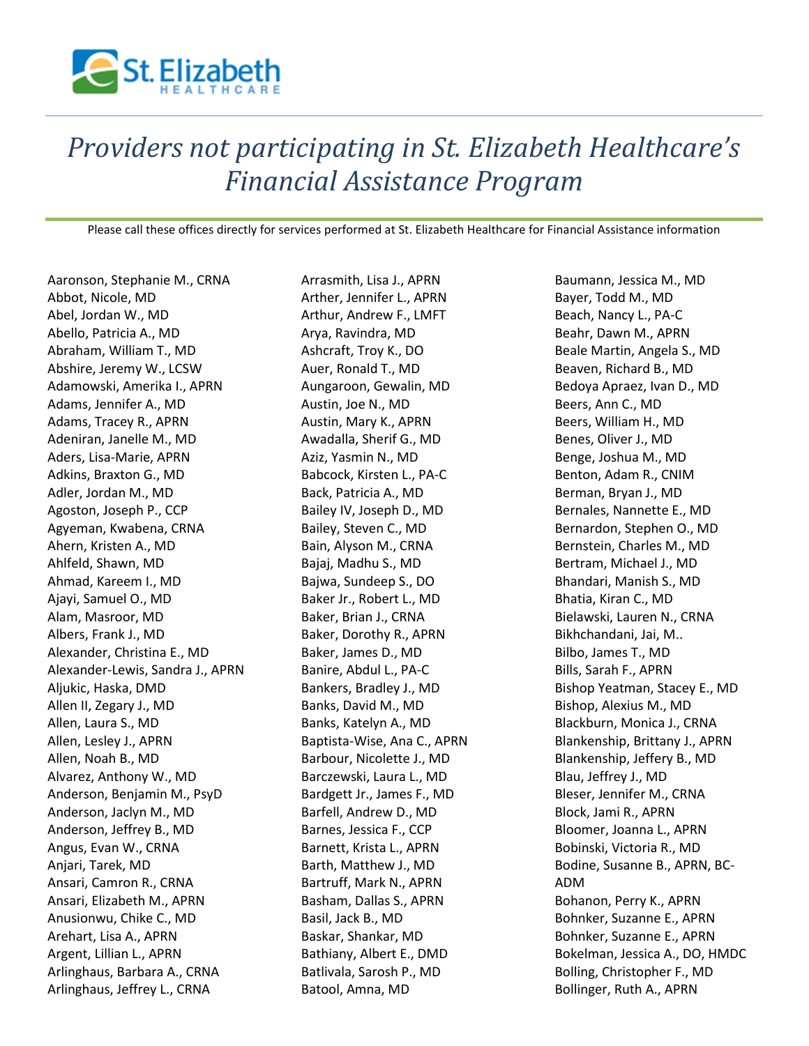# *Providers not participating in St. Elizabeth Healthcare's Financial Assistance Program*

Please call these offices directly for services performed at St. Elizabeth Healthcare for Financial Assistance information

Aaronson, Stephanie M., CRNA
Abbot, Nicole, MD
Abel, Jordan W., MD
Abello, Patricia A., MD
Abraham, William T., MD
Abshire, Jeremy W., LCSW
Adamowski, Amerika I., APRN
Adams, Jennifer A., MD
Adams, Tracey R., APRN
Adeniran, Janelle M., MD
Aders, Lisa-Marie, APRN
Adkins, Braxton G., MD
Adler, Jordan M., MD
Agoston, Joseph P., CCP
Agyeman, Kwabena, CRNA
Ahern, Kristen A., MD
Ahlfeld, Shawn, MD
Ahmad, Kareem I., MD
Ajayi, Samuel O., MD
Alam, Masroor, MD
Albers, Frank J., MD
Alexander, Christina E., MD
Alexander-Lewis, Sandra J., APRN
Aljukic, Haska, DMD
Allen II, Zegary J., MD
Allen, Laura S., MD
Allen, Lesley J., APRN
Allen, Noah B., MD
Alvarez, Anthony W., MD
Anderson, Benjamin M., PsyD
Anderson, Jaclyn M., MD
Anderson, Jeffrey B., MD
Angus, Evan W., CRNA
Anjari, Tarek, MD
Ansari, Camron R., CRNA
Ansari, Elizabeth M., APRN
Anusionwu, Chike C., MD
Arehart, Lisa A., APRN
Argent, Lillian L., APRN
Arlinghaus, Barbara A., CRNA
Arlinghaus, Jeffrey L., CRNA
Arrasmith, Lisa J., APRN
Arther, Jennifer L., APRN
Arthur, Andrew F., LMFT
Arya, Ravindra, MD
Ashcraft, Troy K., DO
Auer, Ronald T., MD
Aungaroon, Gewalin, MD
Austin, Joe N., MD
Austin, Mary K., APRN
Awadalla, Sherif G., MD
Aziz, Yasmin N., MD
Babcock, Kirsten L., PA-C
Back, Patricia A., MD
Bailey IV, Joseph D., MD
Bailey, Steven C., MD
Bain, Alyson M., CRNA
Bajaj, Madhu S., MD
Bajwa, Sundeep S., DO
Baker Jr., Robert L., MD
Baker, Brian J., CRNA
Baker, Dorothy R., APRN
Baker, James D., MD
Banire, Abdul L., PA-C
Bankers, Bradley J., MD
Banks, David M., MD
Banks, Katelyn A., MD
Baptista-Wise, Ana C., APRN
Barbour, Nicolette J., MD
Barczewski, Laura L., MD
Bardgett Jr., James F., MD
Barfell, Andrew D., MD
Barnes, Jessica F., CCP
Barnett, Krista L., APRN
Barth, Matthew J., MD
Bartruff, Mark N., APRN
Basham, Dallas S., APRN
Basil, Jack B., MD
Baskar, Shankar, MD
Bathiany, Albert E., DMD
Batlivala, Sarosh P., MD
Batool, Amna, MD
Baumann, Jessica M., MD
Bayer, Todd M., MD
Beach, Nancy L., PA-C
Beahr, Dawn M., APRN
Beale Martin, Angela S., MD
Beaven, Richard B., MD
Bedoya Apraez, Ivan D., MD
Beers, Ann C., MD
Beers, William H., MD
Benes, Oliver J., MD
Benge, Joshua M., MD
Benton, Adam R., CNIM
Berman, Bryan J., MD
Bernales, Nannette E., MD
Bernardon, Stephen O., MD
Bernstein, Charles M., MD
Bertram, Michael J., MD
Bhandari, Manish S., MD
Bhatia, Kiran C., MD
Bielawski, Lauren N., CRNA
Bikhchandani, Jai, M..
Bilbo, James T., MD
Bills, Sarah F., APRN
Bishop Yeatman, Stacey E., MD
Bishop, Alexius M., MD
Blackburn, Monica J., CRNA
Blankenship, Brittany J., APRN
Blankenship, Jeffery B., MD
Blau, Jeffrey J., MD
Bleser, Jennifer M., CRNA
Block, Jami R., APRN
Bloomer, Joanna L., APRN
Bobinski, Victoria R., MD
Bodine, Susanne B., APRN, BC-ADM
Bohanon, Perry K., APRN
Bohnker, Suzanne E., APRN
Bohnker, Suzanne E., APRN
Bokelman, Jessica A., DO, HMDC
Bolling, Christopher F., MD
Bollinger, Ruth A., APRN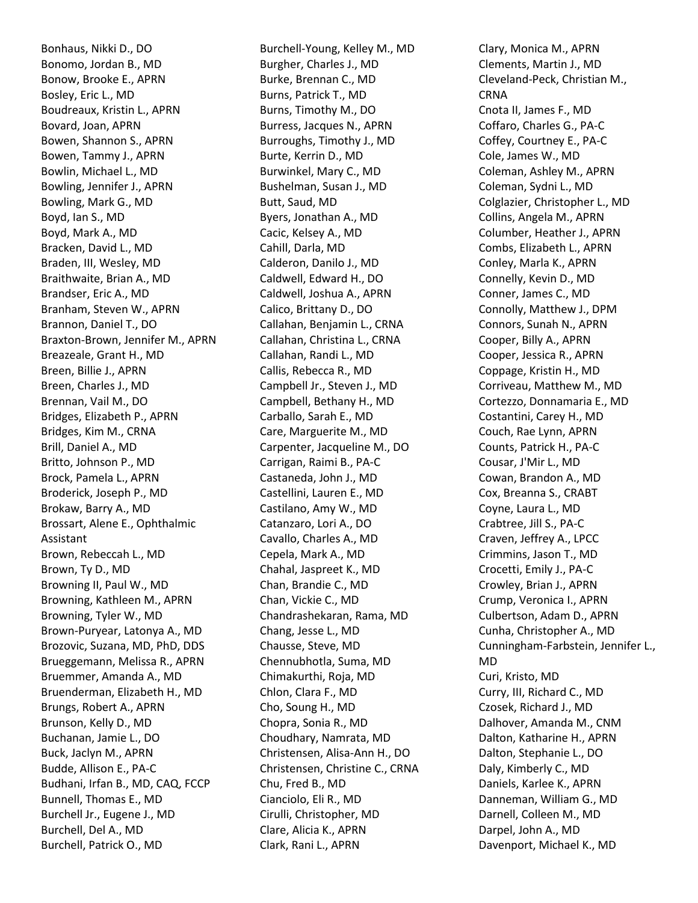Bonhaus, Nikki D., DO
Bonomo, Jordan B., MD
Bonow, Brooke E., APRN
Bosley, Eric L., MD
Boudreaux, Kristin L., APRN
Bovard, Joan, APRN
Bowen, Shannon S., APRN
Bowen, Tammy J., APRN
Bowlin, Michael L., MD
Bowling, Jennifer J., APRN
Bowling, Mark G., MD
Boyd, Ian S., MD
Boyd, Mark A., MD
Bracken, David L., MD
Braden, III, Wesley, MD
Braithwaite, Brian A., MD
Brandser, Eric A., MD
Branham, Steven W., APRN
Brannon, Daniel T., DO
Braxton-Brown, Jennifer M., APRN
Breazeale, Grant H., MD
Breen, Billie J., APRN
Breen, Charles J., MD
Brennan, Vail M., DO
Bridges, Elizabeth P., APRN
Bridges, Kim M., CRNA
Brill, Daniel A., MD
Britto, Johnson P., MD
Brock, Pamela L., APRN
Broderick, Joseph P., MD
Brokaw, Barry A., MD
Brossart, Alene E., Ophthalmic Assistant
Brown, Rebeccah L., MD
Brown, Ty D., MD
Browning II, Paul W., MD
Browning, Kathleen M., APRN
Browning, Tyler W., MD
Brown-Puryear, Latonya A., MD
Brozovic, Suzana, MD, PhD, DDS
Brueggemann, Melissa R., APRN
Bruemmer, Amanda A., MD
Bruenderman, Elizabeth H., MD
Brungs, Robert A., APRN
Brunson, Kelly D., MD
Buchanan, Jamie L., DO
Buck, Jaclyn M., APRN
Budde, Allison E., PA-C
Budhani, Irfan B., MD, CAQ, FCCP
Bunnell, Thomas E., MD
Burchell Jr., Eugene J., MD
Burchell, Del A., MD
Burchell, Patrick O., MD
Burchell-Young, Kelley M., MD
Burgher, Charles J., MD
Burke, Brennan C., MD
Burns, Patrick T., MD
Burns, Timothy M., DO
Burress, Jacques N., APRN
Burroughs, Timothy J., MD
Burte, Kerrin D., MD
Burwinkel, Mary C., MD
Bushelman, Susan J., MD
Butt, Saud, MD
Byers, Jonathan A., MD
Cacic, Kelsey A., MD
Cahill, Darla, MD
Calderon, Danilo J., MD
Caldwell, Edward H., DO
Caldwell, Joshua A., APRN
Calico, Brittany D., DO
Callahan, Benjamin L., CRNA
Callahan, Christina L., CRNA
Callahan, Randi L., MD
Callis, Rebecca R., MD
Campbell Jr., Steven J., MD
Campbell, Bethany H., MD
Carballo, Sarah E., MD
Care, Marguerite M., MD
Carpenter, Jacqueline M., DO
Carrigan, Raimi B., PA-C
Castaneda, John J., MD
Castellini, Lauren E., MD
Castilano, Amy W., MD
Catanzaro, Lori A., DO
Cavallo, Charles A., MD
Cepela, Mark A., MD
Chahal, Jaspreet K., MD
Chan, Brandie C., MD
Chan, Vickie C., MD
Chandrashekaran, Rama, MD
Chang, Jesse L., MD
Chausse, Steve, MD
Chennubhotla, Suma, MD
Chimakurthi, Roja, MD
Chlon, Clara F., MD
Cho, Soung H., MD
Chopra, Sonia R., MD
Choudhary, Namrata, MD
Christensen, Alisa-Ann H., DO
Christensen, Christine C., CRNA
Chu, Fred B., MD
Cianciolo, Eli R., MD
Cirulli, Christopher, MD
Clare, Alicia K., APRN
Clark, Rani L., APRN
Clary, Monica M., APRN
Clements, Martin J., MD
Cleveland-Peck, Christian M., CRNA
Cnota II, James F., MD
Coffaro, Charles G., PA-C
Coffey, Courtney E., PA-C
Cole, James W., MD
Coleman, Ashley M., APRN
Coleman, Sydni L., MD
Colglazier, Christopher L., MD
Collins, Angela M., APRN
Columber, Heather J., APRN
Combs, Elizabeth L., APRN
Conley, Marla K., APRN
Connelly, Kevin D., MD
Conner, James C., MD
Connolly, Matthew J., DPM
Connors, Sunah N., APRN
Cooper, Billy A., APRN
Cooper, Jessica R., APRN
Coppage, Kristin H., MD
Corriveau, Matthew M., MD
Cortezzo, Donnamaria E., MD
Costantini, Carey H., MD
Couch, Rae Lynn, APRN
Counts, Patrick H., PA-C
Cousar, J'Mir L., MD
Cowan, Brandon A., MD
Cox, Breanna S., CRABT
Coyne, Laura L., MD
Crabtree, Jill S., PA-C
Craven, Jeffrey A., LPCC
Crimmins, Jason T., MD
Crocetti, Emily J., PA-C
Crowley, Brian J., APRN
Crump, Veronica I., APRN
Culbertson, Adam D., APRN
Cunha, Christopher A., MD
Cunningham-Farbstein, Jennifer L., MD
Curi, Kristo, MD
Curry, III, Richard C., MD
Czosek, Richard J., MD
Dalhover, Amanda M., CNM
Dalton, Katharine H., APRN
Dalton, Stephanie L., DO
Daly, Kimberly C., MD
Daniels, Karlee K., APRN
Danneman, William G., MD
Darnell, Colleen M., MD
Darpel, John A., MD
Davenport, Michael K., MD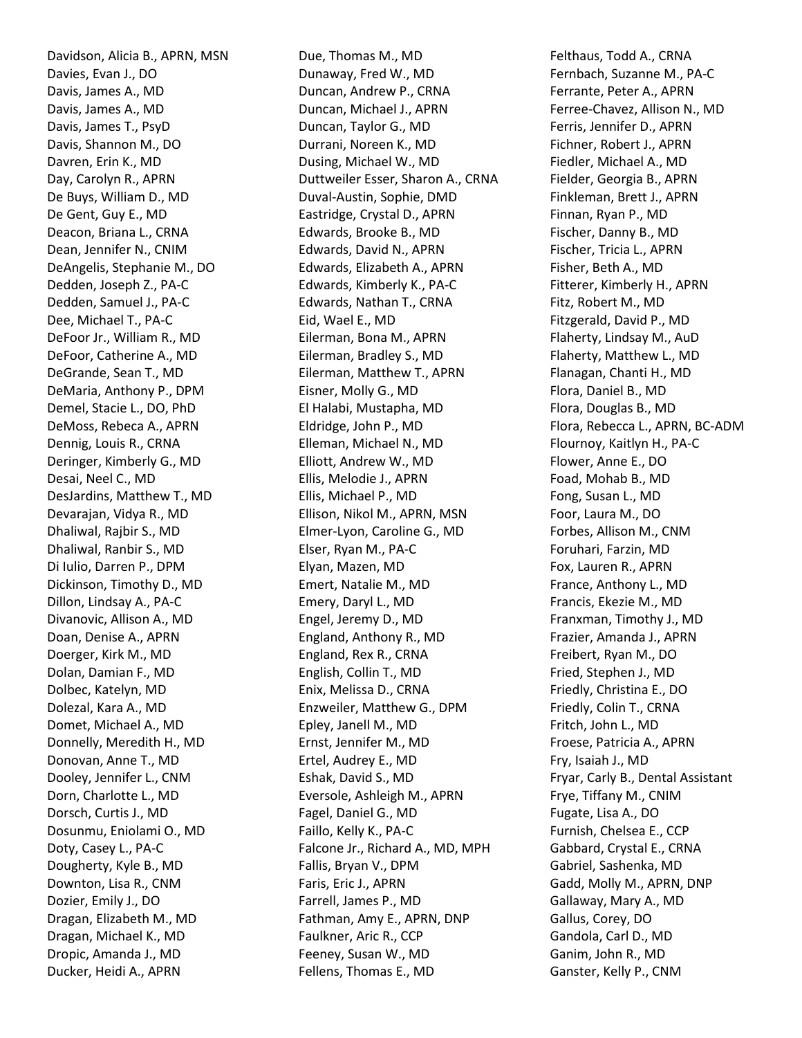Davidson, Alicia B., APRN, MSN
Davies, Evan J., DO
Davis, James A., MD
Davis, James A., MD
Davis, James T., PsyD
Davis, Shannon M., DO
Davren, Erin K., MD
Day, Carolyn R., APRN
De Buys, William D., MD
De Gent, Guy E., MD
Deacon, Briana L., CRNA
Dean, Jennifer N., CNIM
DeAngelis, Stephanie M., DO
Dedden, Joseph Z., PA-C
Dedden, Samuel J., PA-C
Dee, Michael T., PA-C
DeFoor Jr., William R., MD
DeFoor, Catherine A., MD
DeGrande, Sean T., MD
DeMaria, Anthony P., DPM
Demel, Stacie L., DO, PhD
DeMoss, Rebeca A., APRN
Dennig, Louis R., CRNA
Deringer, Kimberly G., MD
Desai, Neel C., MD
DesJardins, Matthew T., MD
Devarajan, Vidya R., MD
Dhaliwal, Rajbir S., MD
Dhaliwal, Ranbir S., MD
Di Iulio, Darren P., DPM
Dickinson, Timothy D., MD
Dillon, Lindsay A., PA-C
Divanovic, Allison A., MD
Doan, Denise A., APRN
Doerger, Kirk M., MD
Dolan, Damian F., MD
Dolbec, Katelyn, MD
Dolezal, Kara A., MD
Domet, Michael A., MD
Donnelly, Meredith H., MD
Donovan, Anne T., MD
Dooley, Jennifer L., CNM
Dorn, Charlotte L., MD
Dorsch, Curtis J., MD
Dosunmu, Eniolami O., MD
Doty, Casey L., PA-C
Dougherty, Kyle B., MD
Downton, Lisa R., CNM
Dozier, Emily J., DO
Dragan, Elizabeth M., MD
Dragan, Michael K., MD
Dropic, Amanda J., MD
Ducker, Heidi A., APRN
Due, Thomas M., MD
Dunaway, Fred W., MD
Duncan, Andrew P., CRNA
Duncan, Michael J., APRN
Duncan, Taylor G., MD
Durrani, Noreen K., MD
Dusing, Michael W., MD
Duttweiler Esser, Sharon A., CRNA
Duval-Austin, Sophie, DMD
Eastridge, Crystal D., APRN
Edwards, Brooke B., MD
Edwards, David N., APRN
Edwards, Elizabeth A., APRN
Edwards, Kimberly K., PA-C
Edwards, Nathan T., CRNA
Eid, Wael E., MD
Eilerman, Bona M., APRN
Eilerman, Bradley S., MD
Eilerman, Matthew T., APRN
Eisner, Molly G., MD
El Halabi, Mustapha, MD
Eldridge, John P., MD
Elleman, Michael N., MD
Elliott, Andrew W., MD
Ellis, Melodie J., APRN
Ellis, Michael P., MD
Ellison, Nikol M., APRN, MSN
Elmer-Lyon, Caroline G., MD
Elser, Ryan M., PA-C
Elyan, Mazen, MD
Emert, Natalie M., MD
Emery, Daryl L., MD
Engel, Jeremy D., MD
England, Anthony R., MD
England, Rex R., CRNA
English, Collin T., MD
Enix, Melissa D., CRNA
Enzweiler, Matthew G., DPM
Epley, Janell M., MD
Ernst, Jennifer M., MD
Ertel, Audrey E., MD
Eshak, David S., MD
Eversole, Ashleigh M., APRN
Fagel, Daniel G., MD
Faillo, Kelly K., PA-C
Falcone Jr., Richard A., MD, MPH
Fallis, Bryan V., DPM
Faris, Eric J., APRN
Farrell, James P., MD
Fathman, Amy E., APRN, DNP
Faulkner, Aric R., CCP
Feeney, Susan W., MD
Fellens, Thomas E., MD
Felthaus, Todd A., CRNA
Fernbach, Suzanne M., PA-C
Ferrante, Peter A., APRN
Ferree-Chavez, Allison N., MD
Ferris, Jennifer D., APRN
Fichner, Robert J., APRN
Fiedler, Michael A., MD
Fielder, Georgia B., APRN
Finkleman, Brett J., APRN
Finnan, Ryan P., MD
Fischer, Danny B., MD
Fischer, Tricia L., APRN
Fisher, Beth A., MD
Fitterer, Kimberly H., APRN
Fitz, Robert M., MD
Fitzgerald, David P., MD
Flaherty, Lindsay M., AuD
Flaherty, Matthew L., MD
Flanagan, Chanti H., MD
Flora, Daniel B., MD
Flora, Douglas B., MD
Flora, Rebecca L., APRN, BC-ADM
Flournoy, Kaitlyn H., PA-C
Flower, Anne E., DO
Foad, Mohab B., MD
Fong, Susan L., MD
Foor, Laura M., DO
Forbes, Allison M., CNM
Foruhari, Farzin, MD
Fox, Lauren R., APRN
France, Anthony L., MD
Francis, Ekezie M., MD
Franxman, Timothy J., MD
Frazier, Amanda J., APRN
Freibert, Ryan M., DO
Fried, Stephen J., MD
Friedly, Christina E., DO
Friedly, Colin T., CRNA
Fritch, John L., MD
Froese, Patricia A., APRN
Fry, Isaiah J., MD
Fryar, Carly B., Dental Assistant
Frye, Tiffany M., CNIM
Fugate, Lisa A., DO
Furnish, Chelsea E., CCP
Gabbard, Crystal E., CRNA
Gabriel, Sashenka, MD
Gadd, Molly M., APRN, DNP
Gallaway, Mary A., MD
Gallus, Corey, DO
Gandola, Carl D., MD
Ganim, John R., MD
Ganster, Kelly P., CNM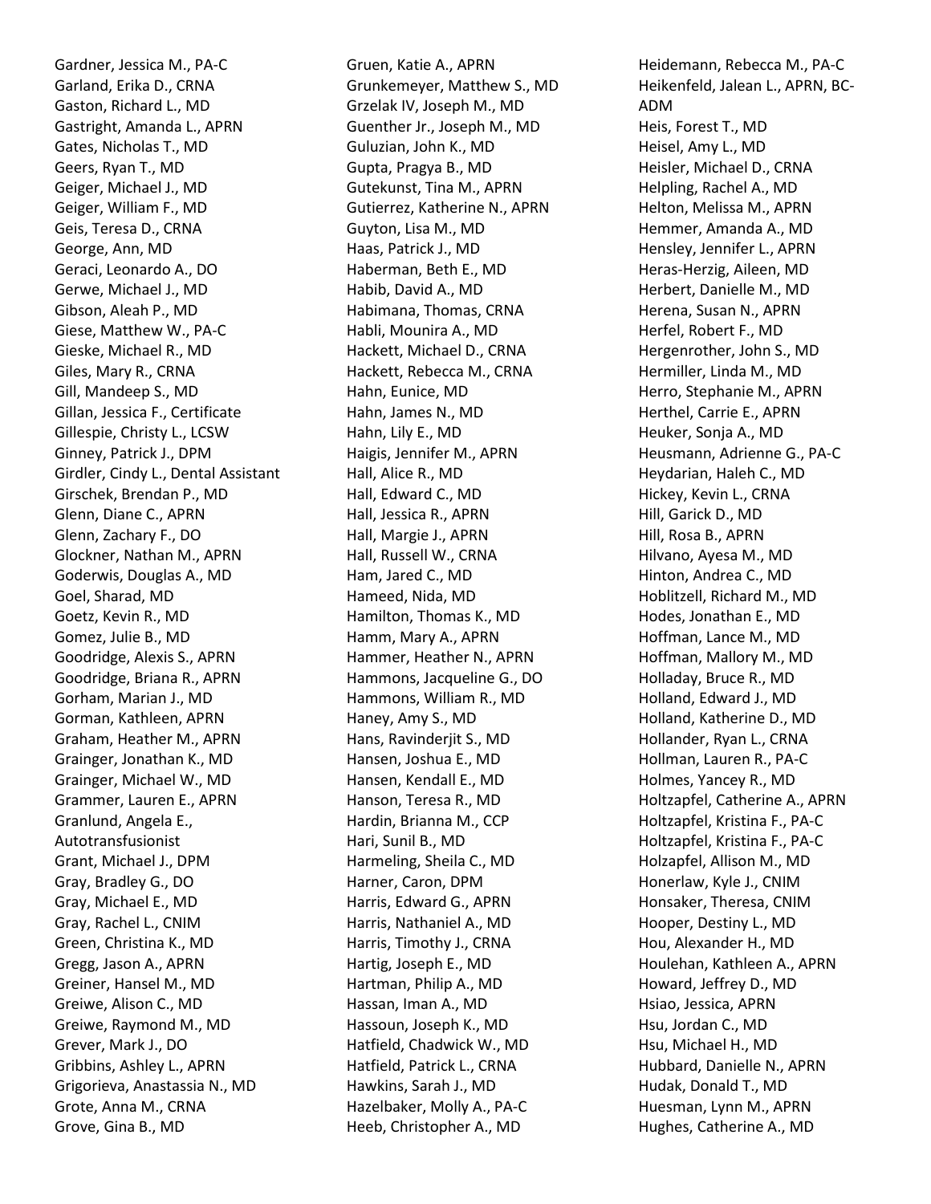Gardner, Jessica M., PA-C
Garland, Erika D., CRNA
Gaston, Richard L., MD
Gastright, Amanda L., APRN
Gates, Nicholas T., MD
Geers, Ryan T., MD
Geiger, Michael J., MD
Geiger, William F., MD
Geis, Teresa D., CRNA
George, Ann, MD
Geraci, Leonardo A., DO
Gerwe, Michael J., MD
Gibson, Aleah P., MD
Giese, Matthew W., PA-C
Gieske, Michael R., MD
Giles, Mary R., CRNA
Gill, Mandeep S., MD
Gillan, Jessica F., Certificate
Gillespie, Christy L., LCSW
Ginney, Patrick J., DPM
Girdler, Cindy L., Dental Assistant
Girschek, Brendan P., MD
Glenn, Diane C., APRN
Glenn, Zachary F., DO
Glockner, Nathan M., APRN
Goderwis, Douglas A., MD
Goel, Sharad, MD
Goetz, Kevin R., MD
Gomez, Julie B., MD
Goodridge, Alexis S., APRN
Goodridge, Briana R., APRN
Gorham, Marian J., MD
Gorman, Kathleen, APRN
Graham, Heather M., APRN
Grainger, Jonathan K., MD
Grainger, Michael W., MD
Grammer, Lauren E., APRN
Granlund, Angela E., Autotransfusionist
Grant, Michael J., DPM
Gray, Bradley G., DO
Gray, Michael E., MD
Gray, Rachel L., CNIM
Green, Christina K., MD
Gregg, Jason A., APRN
Greiner, Hansel M., MD
Greiwe, Alison C., MD
Greiwe, Raymond M., MD
Grever, Mark J., DO
Gribbins, Ashley L., APRN
Grigorieva, Anastassia N., MD
Grote, Anna M., CRNA
Grove, Gina B., MD
Gruen, Katie A., APRN
Grunkemeyer, Matthew S., MD
Grzelak IV, Joseph M., MD
Guenther Jr., Joseph M., MD
Guluzian, John K., MD
Gupta, Pragya B., MD
Gutekunst, Tina M., APRN
Gutierrez, Katherine N., APRN
Guyton, Lisa M., MD
Haas, Patrick J., MD
Haberman, Beth E., MD
Habib, David A., MD
Habimana, Thomas, CRNA
Habli, Mounira A., MD
Hackett, Michael D., CRNA
Hackett, Rebecca M., CRNA
Hahn, Eunice, MD
Hahn, James N., MD
Hahn, Lily E., MD
Haigis, Jennifer M., APRN
Hall, Alice R., MD
Hall, Edward C., MD
Hall, Jessica R., APRN
Hall, Margie J., APRN
Hall, Russell W., CRNA
Ham, Jared C., MD
Hameed, Nida, MD
Hamilton, Thomas K., MD
Hamm, Mary A., APRN
Hammer, Heather N., APRN
Hammons, Jacqueline G., DO
Hammons, William R., MD
Haney, Amy S., MD
Hans, Ravinderjit S., MD
Hansen, Joshua E., MD
Hansen, Kendall E., MD
Hanson, Teresa R., MD
Hardin, Brianna M., CCP
Hari, Sunil B., MD
Harmeling, Sheila C., MD
Harner, Caron, DPM
Harris, Edward G., APRN
Harris, Nathaniel A., MD
Harris, Timothy J., CRNA
Hartig, Joseph E., MD
Hartman, Philip A., MD
Hassan, Iman A., MD
Hassoun, Joseph K., MD
Hatfield, Chadwick W., MD
Hatfield, Patrick L., CRNA
Hawkins, Sarah J., MD
Hazelbaker, Molly A., PA-C
Heeb, Christopher A., MD
Heidemann, Rebecca M., PA-C
Heikenfeld, Jalean L., APRN, BC-ADM
Heis, Forest T., MD
Heisel, Amy L., MD
Heisler, Michael D., CRNA
Helpling, Rachel A., MD
Helton, Melissa M., APRN
Hemmer, Amanda A., MD
Hensley, Jennifer L., APRN
Heras-Herzig, Aileen, MD
Herbert, Danielle M., MD
Herena, Susan N., APRN
Herfel, Robert F., MD
Hergenrother, John S., MD
Hermiller, Linda M., MD
Herro, Stephanie M., APRN
Herthel, Carrie E., APRN
Heuker, Sonja A., MD
Heusmann, Adrienne G., PA-C
Heydarian, Haleh C., MD
Hickey, Kevin L., CRNA
Hill, Garick D., MD
Hill, Rosa B., APRN
Hilvano, Ayesa M., MD
Hinton, Andrea C., MD
Hoblitzell, Richard M., MD
Hodes, Jonathan E., MD
Hoffman, Lance M., MD
Hoffman, Mallory M., MD
Holladay, Bruce R., MD
Holland, Edward J., MD
Holland, Katherine D., MD
Hollander, Ryan L., CRNA
Hollman, Lauren R., PA-C
Holmes, Yancey R., MD
Holtzapfel, Catherine A., APRN
Holtzapfel, Kristina F., PA-C
Holtzapfel, Kristina F., PA-C
Holzapfel, Allison M., MD
Honerlaw, Kyle J., CNIM
Honsaker, Theresa, CNIM
Hooper, Destiny L., MD
Hou, Alexander H., MD
Houlehan, Kathleen A., APRN
Howard, Jeffrey D., MD
Hsiao, Jessica, APRN
Hsu, Jordan C., MD
Hsu, Michael H., MD
Hubbard, Danielle N., APRN
Hudak, Donald T., MD
Huesman, Lynn M., APRN
Hughes, Catherine A., MD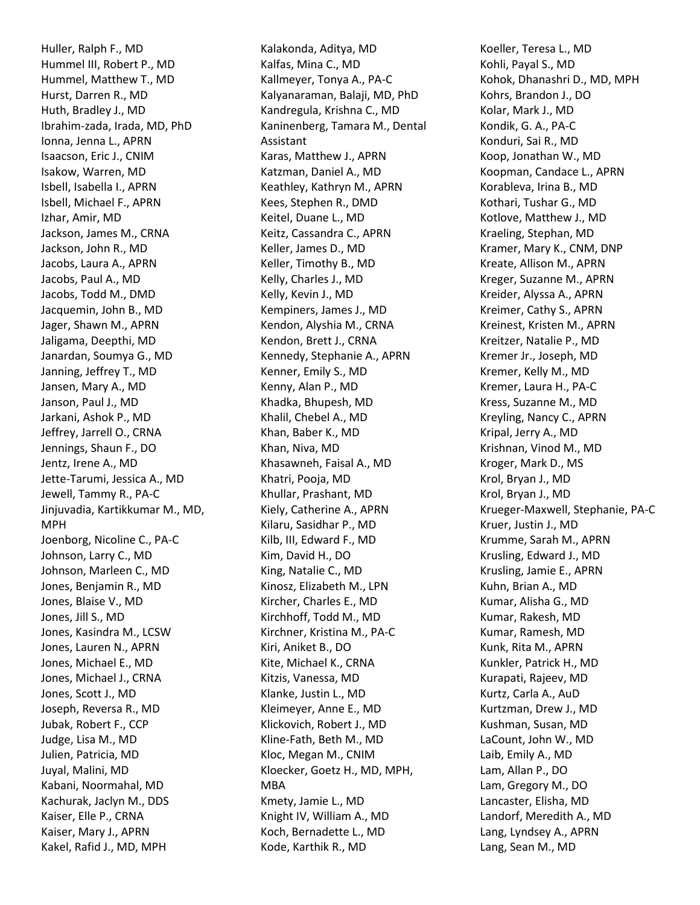Huller, Ralph F., MD
Hummel III, Robert P., MD
Hummel, Matthew T., MD
Hurst, Darren R., MD
Huth, Bradley J., MD
Ibrahim-zada, Irada, MD, PhD
Ionna, Jenna L., APRN
Isaacson, Eric J., CNIM
Isakow, Warren, MD
Isbell, Isabella I., APRN
Isbell, Michael F., APRN
Izhar, Amir, MD
Jackson, James M., CRNA
Jackson, John R., MD
Jacobs, Laura A., APRN
Jacobs, Paul A., MD
Jacobs, Todd M., DMD
Jacquemin, John B., MD
Jager, Shawn M., APRN
Jaligama, Deepthi, MD
Janardan, Soumya G., MD
Janning, Jeffrey T., MD
Jansen, Mary A., MD
Janson, Paul J., MD
Jarkani, Ashok P., MD
Jeffrey, Jarrell O., CRNA
Jennings, Shaun F., DO
Jentz, Irene A., MD
Jette-Tarumi, Jessica A., MD
Jewell, Tammy R., PA-C
Jinjuvadia, Kartikkumar M., MD, MPH
Joenborg, Nicoline C., PA-C
Johnson, Larry C., MD
Johnson, Marleen C., MD
Jones, Benjamin R., MD
Jones, Blaise V., MD
Jones, Jill S., MD
Jones, Kasindra M., LCSW
Jones, Lauren N., APRN
Jones, Michael E., MD
Jones, Michael J., CRNA
Jones, Scott J., MD
Joseph, Reversa R., MD
Jubak, Robert F., CCP
Judge, Lisa M., MD
Julien, Patricia, MD
Juyal, Malini, MD
Kabani, Noormahal, MD
Kachurak, Jaclyn M., DDS
Kaiser, Elle P., CRNA
Kaiser, Mary J., APRN
Kakel, Rafid J., MD, MPH
Kalakonda, Aditya, MD
Kalfas, Mina C., MD
Kallmeyer, Tonya A., PA-C
Kalyanaraman, Balaji, MD, PhD
Kandregula, Krishna C., MD
Kaninenberg, Tamara M., Dental Assistant
Karas, Matthew J., APRN
Katzman, Daniel A., MD
Keathley, Kathryn M., APRN
Kees, Stephen R., DMD
Keitel, Duane L., MD
Keitz, Cassandra C., APRN
Keller, James D., MD
Keller, Timothy B., MD
Kelly, Charles J., MD
Kelly, Kevin J., MD
Kempiners, James J., MD
Kendon, Alyshia M., CRNA
Kendon, Brett J., CRNA
Kennedy, Stephanie A., APRN
Kenner, Emily S., MD
Kenny, Alan P., MD
Khadka, Bhupesh, MD
Khalil, Chebel A., MD
Khan, Baber K., MD
Khan, Niva, MD
Khasawneh, Faisal A., MD
Khatri, Pooja, MD
Khullar, Prashant, MD
Kiely, Catherine A., APRN
Kilaru, Sasidhar P., MD
Kilb, III, Edward F., MD
Kim, David H., DO
King, Natalie C., MD
Kinosz, Elizabeth M., LPN
Kircher, Charles E., MD
Kirchhoff, Todd M., MD
Kirchner, Kristina M., PA-C
Kiri, Aniket B., DO
Kite, Michael K., CRNA
Kitzis, Vanessa, MD
Klanke, Justin L., MD
Kleimeyer, Anne E., MD
Klickovich, Robert J., MD
Kline-Fath, Beth M., MD
Kloc, Megan M., CNIM
Kloecker, Goetz H., MD, MPH, MBA
Kmety, Jamie L., MD
Knight IV, William A., MD
Koch, Bernadette L., MD
Kode, Karthik R., MD
Koeller, Teresa L., MD
Kohli, Payal S., MD
Kohok, Dhanashri D., MD, MPH
Kohrs, Brandon J., DO
Kolar, Mark J., MD
Kondik, G. A., PA-C
Konduri, Sai R., MD
Koop, Jonathan W., MD
Koopman, Candace L., APRN
Korableva, Irina B., MD
Kothari, Tushar G., MD
Kotlove, Matthew J., MD
Kraeling, Stephan, MD
Kramer, Mary K., CNM, DNP
Kreate, Allison M., APRN
Kreger, Suzanne M., APRN
Kreider, Alyssa A., APRN
Kreimer, Cathy S., APRN
Kreinest, Kristen M., APRN
Kreitzer, Natalie P., MD
Kremer Jr., Joseph, MD
Kremer, Kelly M., MD
Kremer, Laura H., PA-C
Kress, Suzanne M., MD
Kreyling, Nancy C., APRN
Kripal, Jerry A., MD
Krishnan, Vinod M., MD
Kroger, Mark D., MS
Krol, Bryan J., MD
Krol, Bryan J., MD
Krueger-Maxwell, Stephanie, PA-C
Kruer, Justin J., MD
Krumme, Sarah M., APRN
Krusling, Edward J., MD
Krusling, Jamie E., APRN
Kuhn, Brian A., MD
Kumar, Alisha G., MD
Kumar, Rakesh, MD
Kumar, Ramesh, MD
Kunk, Rita M., APRN
Kunkler, Patrick H., MD
Kurapati, Rajeev, MD
Kurtz, Carla A., AuD
Kurtzman, Drew J., MD
Kushman, Susan, MD
LaCount, John W., MD
Laib, Emily A., MD
Lam, Allan P., DO
Lam, Gregory M., DO
Lancaster, Elisha, MD
Landorf, Meredith A., MD
Lang, Lyndsey A., APRN
Lang, Sean M., MD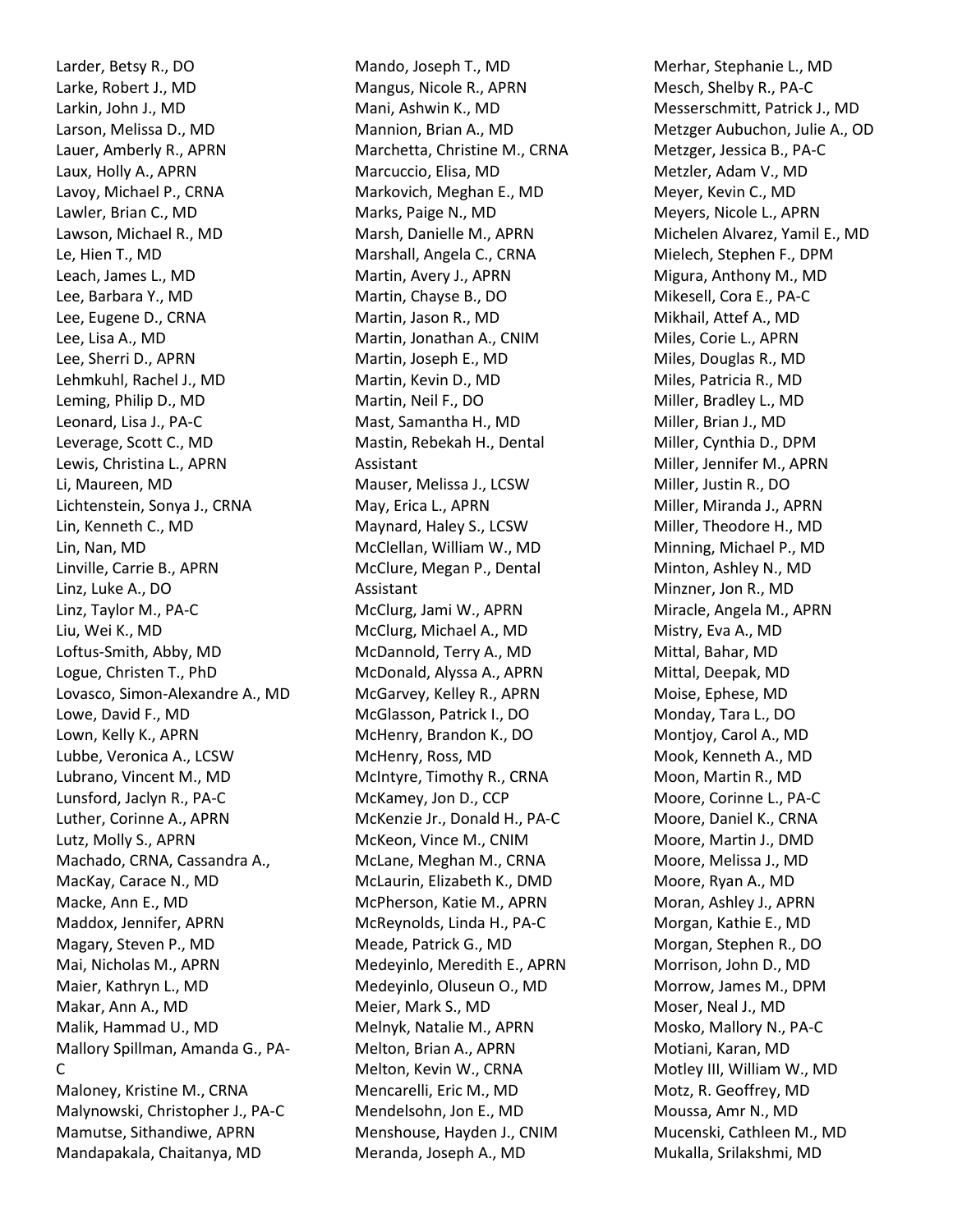Larder, Betsy R., DO
Larke, Robert J., MD
Larkin, John J., MD
Larson, Melissa D., MD
Lauer, Amberly R., APRN
Laux, Holly A., APRN
Lavoy, Michael P., CRNA
Lawler, Brian C., MD
Lawson, Michael R., MD
Le, Hien T., MD
Leach, James L., MD
Lee, Barbara Y., MD
Lee, Eugene D., CRNA
Lee, Lisa A., MD
Lee, Sherri D., APRN
Lehmkuhl, Rachel J., MD
Leming, Philip D., MD
Leonard, Lisa J., PA-C
Leverage, Scott C., MD
Lewis, Christina L., APRN
Li, Maureen, MD
Lichtenstein, Sonya J., CRNA
Lin, Kenneth C., MD
Lin, Nan, MD
Linville, Carrie B., APRN
Linz, Luke A., DO
Linz, Taylor M., PA-C
Liu, Wei K., MD
Loftus-Smith, Abby, MD
Logue, Christen T., PhD
Lovasco, Simon-Alexandre A., MD
Lowe, David F., MD
Lown, Kelly K., APRN
Lubbe, Veronica A., LCSW
Lubrano, Vincent M., MD
Lunsford, Jaclyn R., PA-C
Luther, Corinne A., APRN
Lutz, Molly S., APRN
Machado, CRNA, Cassandra A.,
MacKay, Carace N., MD
Macke, Ann E., MD
Maddox, Jennifer, APRN
Magary, Steven P., MD
Mai, Nicholas M., APRN
Maier, Kathryn L., MD
Makar, Ann A., MD
Malik, Hammad U., MD
Mallory Spillman, Amanda G., PA-C
Maloney, Kristine M., CRNA
Malynowski, Christopher J., PA-C
Mamutse, Sithandiwe, APRN
Mandapakala, Chaitanya, MD
Mando, Joseph T., MD
Mangus, Nicole R., APRN
Mani, Ashwin K., MD
Mannion, Brian A., MD
Marchetta, Christine M., CRNA
Marcuccio, Elisa, MD
Markovich, Meghan E., MD
Marks, Paige N., MD
Marsh, Danielle M., APRN
Marshall, Angela C., CRNA
Martin, Avery J., APRN
Martin, Chayse B., DO
Martin, Jason R., MD
Martin, Jonathan A., CNIM
Martin, Joseph E., MD
Martin, Kevin D., MD
Martin, Neil F., DO
Mast, Samantha H., MD
Mastin, Rebekah H., Dental Assistant
Mauser, Melissa J., LCSW
May, Erica L., APRN
Maynard, Haley S., LCSW
McClellan, William W., MD
McClure, Megan P., Dental Assistant
McClurg, Jami W., APRN
McClurg, Michael A., MD
McDannold, Terry A., MD
McDonald, Alyssa A., APRN
McGarvey, Kelley R., APRN
McGlasson, Patrick I., DO
McHenry, Brandon K., DO
McHenry, Ross, MD
McIntyre, Timothy R., CRNA
McKamey, Jon D., CCP
McKenzie Jr., Donald H., PA-C
McKeon, Vince M., CNIM
McLane, Meghan M., CRNA
McLaurin, Elizabeth K., DMD
McPherson, Katie M., APRN
McReynolds, Linda H., PA-C
Meade, Patrick G., MD
Medeyinlo, Meredith E., APRN
Medeyinlo, Oluseun O., MD
Meier, Mark S., MD
Melnyk, Natalie M., APRN
Melton, Brian A., APRN
Melton, Kevin W., CRNA
Mencarelli, Eric M., MD
Mendelsohn, Jon E., MD
Menshouse, Hayden J., CNIM
Meranda, Joseph A., MD
Merhar, Stephanie L., MD
Mesch, Shelby R., PA-C
Messerschmitt, Patrick J., MD
Metzger Aubuchon, Julie A., OD
Metzger, Jessica B., PA-C
Metzler, Adam V., MD
Meyer, Kevin C., MD
Meyers, Nicole L., APRN
Michelen Alvarez, Yamil E., MD
Mielech, Stephen F., DPM
Migura, Anthony M., MD
Mikesell, Cora E., PA-C
Mikhail, Attef A., MD
Miles, Corie L., APRN
Miles, Douglas R., MD
Miles, Patricia R., MD
Miller, Bradley L., MD
Miller, Brian J., MD
Miller, Cynthia D., DPM
Miller, Jennifer M., APRN
Miller, Justin R., DO
Miller, Miranda J., APRN
Miller, Theodore H., MD
Minning, Michael P., MD
Minton, Ashley N., MD
Minzner, Jon R., MD
Miracle, Angela M., APRN
Mistry, Eva A., MD
Mittal, Bahar, MD
Mittal, Deepak, MD
Moise, Ephese, MD
Monday, Tara L., DO
Montjoy, Carol A., MD
Mook, Kenneth A., MD
Moon, Martin R., MD
Moore, Corinne L., PA-C
Moore, Daniel K., CRNA
Moore, Martin J., DMD
Moore, Melissa J., MD
Moore, Ryan A., MD
Moran, Ashley J., APRN
Morgan, Kathie E., MD
Morgan, Stephen R., DO
Morrison, John D., MD
Morrow, James M., DPM
Moser, Neal J., MD
Mosko, Mallory N., PA-C
Motiani, Karan, MD
Motley III, William W., MD
Motz, R. Geoffrey, MD
Moussa, Amr N., MD
Mucenski, Cathleen M., MD
Mukalla, Srilakshmi, MD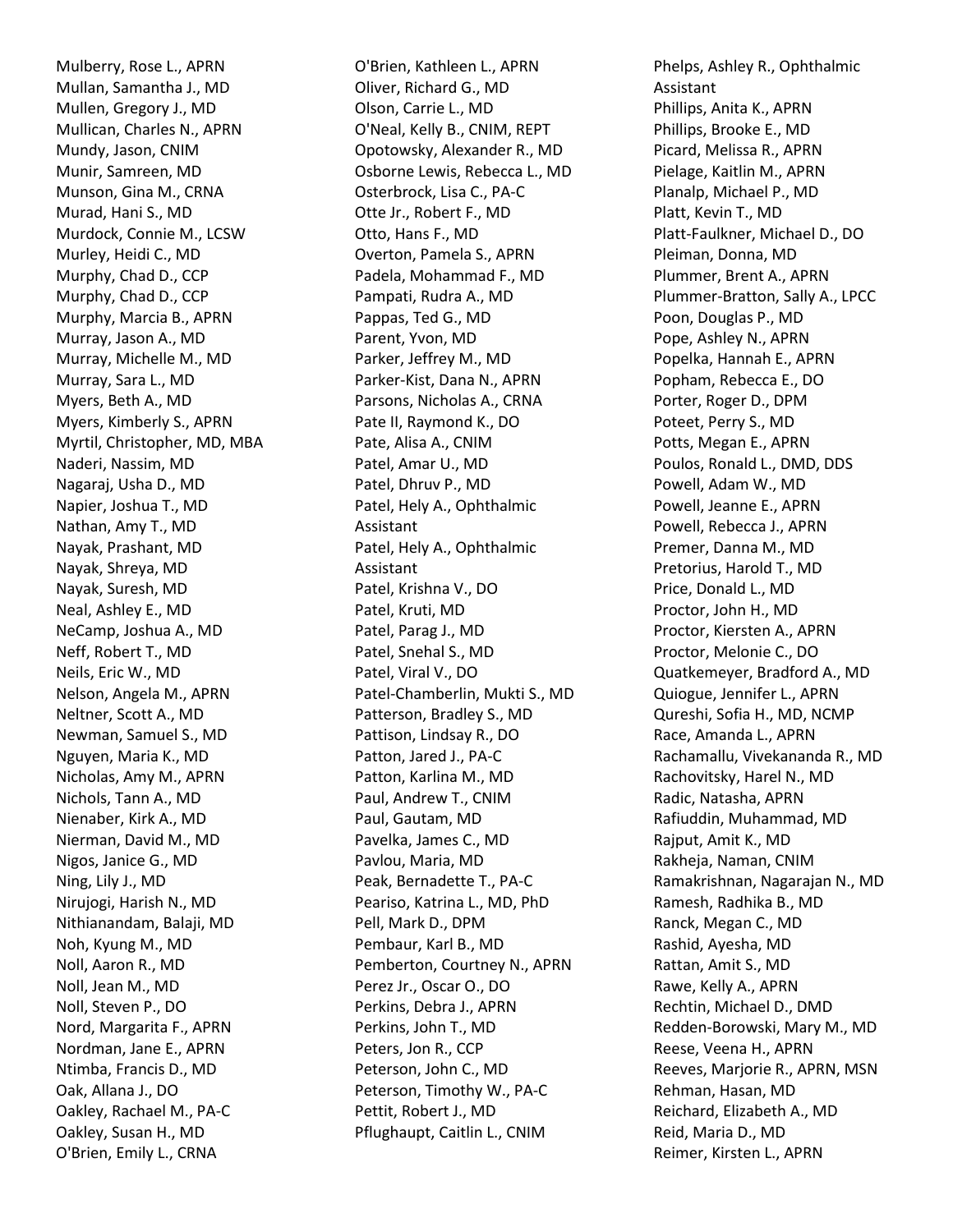Mulberry, Rose L., APRN
Mullan, Samantha J., MD
Mullen, Gregory J., MD
Mullican, Charles N., APRN
Mundy, Jason, CNIM
Munir, Samreen, MD
Munson, Gina M., CRNA
Murad, Hani S., MD
Murdock, Connie M., LCSW
Murley, Heidi C., MD
Murphy, Chad D., CCP
Murphy, Chad D., CCP
Murphy, Marcia B., APRN
Murray, Jason A., MD
Murray, Michelle M., MD
Murray, Sara L., MD
Myers, Beth A., MD
Myers, Kimberly S., APRN
Myrtil, Christopher, MD, MBA
Naderi, Nassim, MD
Nagaraj, Usha D., MD
Napier, Joshua T., MD
Nathan, Amy T., MD
Nayak, Prashant, MD
Nayak, Shreya, MD
Nayak, Suresh, MD
Neal, Ashley E., MD
NeCamp, Joshua A., MD
Neff, Robert T., MD
Neils, Eric W., MD
Nelson, Angela M., APRN
Neltner, Scott A., MD
Newman, Samuel S., MD
Nguyen, Maria K., MD
Nicholas, Amy M., APRN
Nichols, Tann A., MD
Nienaber, Kirk A., MD
Nierman, David M., MD
Nigos, Janice G., MD
Ning, Lily J., MD
Nirujogi, Harish N., MD
Nithianandam, Balaji, MD
Noh, Kyung M., MD
Noll, Aaron R., MD
Noll, Jean M., MD
Noll, Steven P., DO
Nord, Margarita F., APRN
Nordman, Jane E., APRN
Ntimba, Francis D., MD
Oak, Allana J., DO
Oakley, Rachael M., PA-C
Oakley, Susan H., MD
O'Brien, Emily L., CRNA
O'Brien, Kathleen L., APRN
Oliver, Richard G., MD
Olson, Carrie L., MD
O'Neal, Kelly B., CNIM, REPT
Opotowsky, Alexander R., MD
Osborne Lewis, Rebecca L., MD
Osterbrock, Lisa C., PA-C
Otte Jr., Robert F., MD
Otto, Hans F., MD
Overton, Pamela S., APRN
Padela, Mohammad F., MD
Pampati, Rudra A., MD
Pappas, Ted G., MD
Parent, Yvon, MD
Parker, Jeffrey M., MD
Parker-Kist, Dana N., APRN
Parsons, Nicholas A., CRNA
Pate II, Raymond K., DO
Pate, Alisa A., CNIM
Patel, Amar U., MD
Patel, Dhruv P., MD
Patel, Hely A., Ophthalmic Assistant
Patel, Hely A., Ophthalmic Assistant
Patel, Krishna V., DO
Patel, Kruti, MD
Patel, Parag J., MD
Patel, Snehal S., MD
Patel, Viral V., DO
Patel-Chamberlin, Mukti S., MD
Patterson, Bradley S., MD
Pattison, Lindsay R., DO
Patton, Jared J., PA-C
Patton, Karlina M., MD
Paul, Andrew T., CNIM
Paul, Gautam, MD
Pavelka, James C., MD
Pavlou, Maria, MD
Peak, Bernadette T., PA-C
Peariso, Katrina L., MD, PhD
Pell, Mark D., DPM
Pembaur, Karl B., MD
Pemberton, Courtney N., APRN
Perez Jr., Oscar O., DO
Perkins, Debra J., APRN
Perkins, John T., MD
Peters, Jon R., CCP
Peterson, John C., MD
Peterson, Timothy W., PA-C
Pettit, Robert J., MD
Pflughaupt, Caitlin L., CNIM
Phelps, Ashley R., Ophthalmic Assistant
Phillips, Anita K., APRN
Phillips, Brooke E., MD
Picard, Melissa R., APRN
Pielage, Kaitlin M., APRN
Planalp, Michael P., MD
Platt, Kevin T., MD
Platt-Faulkner, Michael D., DO
Pleiman, Donna, MD
Plummer, Brent A., APRN
Plummer-Bratton, Sally A., LPCC
Poon, Douglas P., MD
Pope, Ashley N., APRN
Popelka, Hannah E., APRN
Popham, Rebecca E., DO
Porter, Roger D., DPM
Poteet, Perry S., MD
Potts, Megan E., APRN
Poulos, Ronald L., DMD, DDS
Powell, Adam W., MD
Powell, Jeanne E., APRN
Powell, Rebecca J., APRN
Premer, Danna M., MD
Pretorius, Harold T., MD
Price, Donald L., MD
Proctor, John H., MD
Proctor, Kiersten A., APRN
Proctor, Melonie C., DO
Quatkemeyer, Bradford A., MD
Quiogue, Jennifer L., APRN
Qureshi, Sofia H., MD, NCMP
Race, Amanda L., APRN
Rachamallu, Vivekananda R., MD
Rachovitsky, Harel N., MD
Radic, Natasha, APRN
Rafiuddin, Muhammad, MD
Rajput, Amit K., MD
Rakheja, Naman, CNIM
Ramakrishnan, Nagarajan N., MD
Ramesh, Radhika B., MD
Ranck, Megan C., MD
Rashid, Ayesha, MD
Rattan, Amit S., MD
Rawe, Kelly A., APRN
Rechtin, Michael D., DMD
Redden-Borowski, Mary M., MD
Reese, Veena H., APRN
Reeves, Marjorie R., APRN, MSN
Rehman, Hasan, MD
Reichard, Elizabeth A., MD
Reid, Maria D., MD
Reimer, Kirsten L., APRN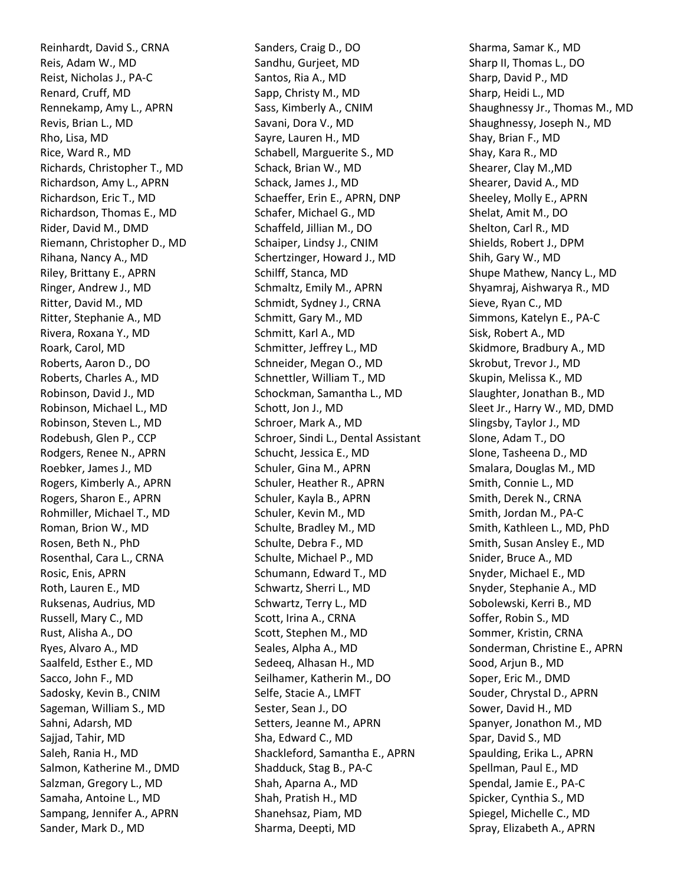Reinhardt, David S., CRNA
Reis, Adam W., MD
Reist, Nicholas J., PA-C
Renard, Cruff, MD
Rennekamp, Amy L., APRN
Revis, Brian L., MD
Rho, Lisa, MD
Rice, Ward R., MD
Richards, Christopher T., MD
Richardson, Amy L., APRN
Richardson, Eric T., MD
Richardson, Thomas E., MD
Rider, David M., DMD
Riemann, Christopher D., MD
Rihana, Nancy A., MD
Riley, Brittany E., APRN
Ringer, Andrew J., MD
Ritter, David M., MD
Ritter, Stephanie A., MD
Rivera, Roxana Y., MD
Roark, Carol, MD
Roberts, Aaron D., DO
Roberts, Charles A., MD
Robinson, David J., MD
Robinson, Michael L., MD
Robinson, Steven L., MD
Rodebush, Glen P., CCP
Rodgers, Renee N., APRN
Roebker, James J., MD
Rogers, Kimberly A., APRN
Rogers, Sharon E., APRN
Rohmiller, Michael T., MD
Roman, Brion W., MD
Rosen, Beth N., PhD
Rosenthal, Cara L., CRNA
Rosic, Enis, APRN
Roth, Lauren E., MD
Ruksenas, Audrius, MD
Russell, Mary C., MD
Rust, Alisha A., DO
Ryes, Alvaro A., MD
Saalfeld, Esther E., MD
Sacco, John F., MD
Sadosky, Kevin B., CNIM
Sageman, William S., MD
Sahni, Adarsh, MD
Sajjad, Tahir, MD
Saleh, Rania H., MD
Salmon, Katherine M., DMD
Salzman, Gregory L., MD
Samaha, Antoine L., MD
Sampang, Jennifer A., APRN
Sander, Mark D., MD
Sanders, Craig D., DO
Sandhu, Gurjeet, MD
Santos, Ria A., MD
Sapp, Christy M., MD
Sass, Kimberly A., CNIM
Savani, Dora V., MD
Sayre, Lauren H., MD
Schabell, Marguerite S., MD
Schack, Brian W., MD
Schack, James J., MD
Schaeffer, Erin E., APRN, DNP
Schafer, Michael G., MD
Schaffeld, Jillian M., DO
Schaiper, Lindsy J., CNIM
Schertzinger, Howard J., MD
Schilff, Stanca, MD
Schmaltz, Emily M., APRN
Schmidt, Sydney J., CRNA
Schmitt, Gary M., MD
Schmitt, Karl A., MD
Schmitter, Jeffrey L., MD
Schneider, Megan O., MD
Schnettler, William T., MD
Schockman, Samantha L., MD
Schott, Jon J., MD
Schroer, Mark A., MD
Schroer, Sindi L., Dental Assistant
Schucht, Jessica E., MD
Schuler, Gina M., APRN
Schuler, Heather R., APRN
Schuler, Kayla B., APRN
Schuler, Kevin M., MD
Schulte, Bradley M., MD
Schulte, Debra F., MD
Schulte, Michael P., MD
Schumann, Edward T., MD
Schwartz, Sherri L., MD
Schwartz, Terry L., MD
Scott, Irina A., CRNA
Scott, Stephen M., MD
Seales, Alpha A., MD
Sedeeq, Alhasan H., MD
Seilhamer, Katherin M., DO
Selfe, Stacie A., LMFT
Sester, Sean J., DO
Setters, Jeanne M., APRN
Sha, Edward C., MD
Shackleford, Samantha E., APRN
Shadduck, Stag B., PA-C
Shah, Aparna A., MD
Shah, Pratish H., MD
Shanehsaz, Piam, MD
Sharma, Deepti, MD
Sharma, Samar K., MD
Sharp II, Thomas L., DO
Sharp, David P., MD
Sharp, Heidi L., MD
Shaughnessy Jr., Thomas M., MD
Shaughnessy, Joseph N., MD
Shay, Brian F., MD
Shay, Kara R., MD
Shearer, Clay M.,MD
Shearer, David A., MD
Sheeley, Molly E., APRN
Shelat, Amit M., DO
Shelton, Carl R., MD
Shields, Robert J., DPM
Shih, Gary W., MD
Shupe Mathew, Nancy L., MD
Shyamraj, Aishwarya R., MD
Sieve, Ryan C., MD
Simmons, Katelyn E., PA-C
Sisk, Robert A., MD
Skidmore, Bradbury A., MD
Skrobut, Trevor J., MD
Skupin, Melissa K., MD
Slaughter, Jonathan B., MD
Sleet Jr., Harry W., MD, DMD
Slingsby, Taylor J., MD
Slone, Adam T., DO
Slone, Tasheena D., MD
Smalara, Douglas M., MD
Smith, Connie L., MD
Smith, Derek N., CRNA
Smith, Jordan M., PA-C
Smith, Kathleen L., MD, PhD
Smith, Susan Ansley E., MD
Snider, Bruce A., MD
Snyder, Michael E., MD
Snyder, Stephanie A., MD
Sobolewski, Kerri B., MD
Soffer, Robin S., MD
Sommer, Kristin, CRNA
Sonderman, Christine E., APRN
Sood, Arjun B., MD
Soper, Eric M., DMD
Souder, Chrystal D., APRN
Sower, David H., MD
Spanyer, Jonathon M., MD
Spar, David S., MD
Spaulding, Erika L., APRN
Spellman, Paul E., MD
Spendal, Jamie E., PA-C
Spicker, Cynthia S., MD
Spiegel, Michelle C., MD
Spray, Elizabeth A., APRN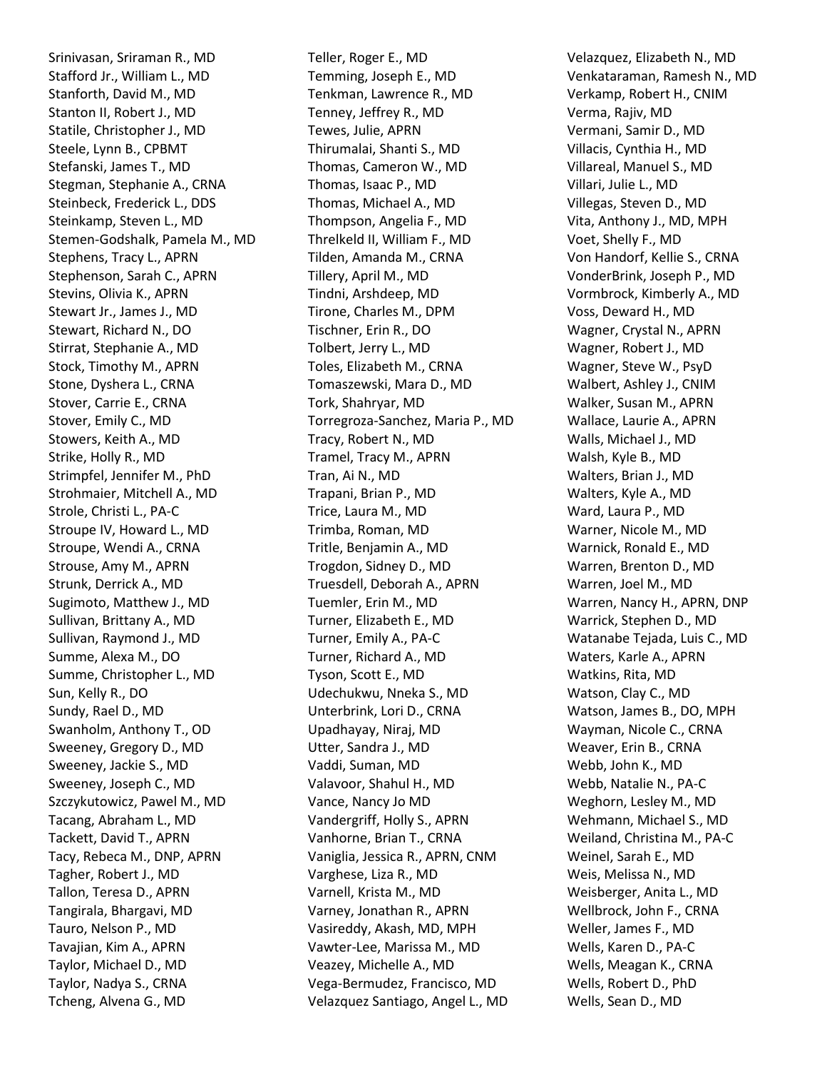Srinivasan, Sriraman R., MD
Stafford Jr., William L., MD
Stanforth, David M., MD
Stanton II, Robert J., MD
Statile, Christopher J., MD
Steele, Lynn B., CPBMT
Stefanski, James T., MD
Stegman, Stephanie A., CRNA
Steinbeck, Frederick L., DDS
Steinkamp, Steven L., MD
Stemen-Godshalk, Pamela M., MD
Stephens, Tracy L., APRN
Stephenson, Sarah C., APRN
Stevins, Olivia K., APRN
Stewart Jr., James J., MD
Stewart, Richard N., DO
Stirrat, Stephanie A., MD
Stock, Timothy M., APRN
Stone, Dyshera L., CRNA
Stover, Carrie E., CRNA
Stover, Emily C., MD
Stowers, Keith A., MD
Strike, Holly R., MD
Strimpfel, Jennifer M., PhD
Strohmaier, Mitchell A., MD
Strole, Christi L., PA-C
Stroupe IV, Howard L., MD
Stroupe, Wendi A., CRNA
Strouse, Amy M., APRN
Strunk, Derrick A., MD
Sugimoto, Matthew J., MD
Sullivan, Brittany A., MD
Sullivan, Raymond J., MD
Summe, Alexa M., DO
Summe, Christopher L., MD
Sun, Kelly R., DO
Sundy, Rael D., MD
Swanholm, Anthony T., OD
Sweeney, Gregory D., MD
Sweeney, Jackie S., MD
Sweeney, Joseph C., MD
Szczykutowicz, Pawel M., MD
Tacang, Abraham L., MD
Tackett, David T., APRN
Tacy, Rebeca M., DNP, APRN
Tagher, Robert J., MD
Tallon, Teresa D., APRN
Tangirala, Bhargavi, MD
Tauro, Nelson P., MD
Tavajian, Kim A., APRN
Taylor, Michael D., MD
Taylor, Nadya S., CRNA
Tcheng, Alvena G., MD
Teller, Roger E., MD
Temming, Joseph E., MD
Tenkman, Lawrence R., MD
Tenney, Jeffrey R., MD
Tewes, Julie, APRN
Thirumalai, Shanti S., MD
Thomas, Cameron W., MD
Thomas, Isaac P., MD
Thomas, Michael A., MD
Thompson, Angelia F., MD
Threlkeld II, William F., MD
Tilden, Amanda M., CRNA
Tillery, April M., MD
Tindni, Arshdeep, MD
Tirone, Charles M., DPM
Tischner, Erin R., DO
Tolbert, Jerry L., MD
Toles, Elizabeth M., CRNA
Tomaszewski, Mara D., MD
Tork, Shahryar, MD
Torregroza-Sanchez, Maria P., MD
Tracy, Robert N., MD
Tramel, Tracy M., APRN
Tran, Ai N., MD
Trapani, Brian P., MD
Trice, Laura M., MD
Trimba, Roman, MD
Tritle, Benjamin A., MD
Trogdon, Sidney D., MD
Truesdell, Deborah A., APRN
Tuemler, Erin M., MD
Turner, Elizabeth E., MD
Turner, Emily A., PA-C
Turner, Richard A., MD
Tyson, Scott E., MD
Udechukwu, Nneka S., MD
Unterbrink, Lori D., CRNA
Upadhayay, Niraj, MD
Utter, Sandra J., MD
Vaddi, Suman, MD
Valavoor, Shahul H., MD
Vance, Nancy Jo MD
Vandergriff, Holly S., APRN
Vanhorne, Brian T., CRNA
Vaniglia, Jessica R., APRN, CNM
Varghese, Liza R., MD
Varnell, Krista M., MD
Varney, Jonathan R., APRN
Vasireddy, Akash, MD, MPH
Vawter-Lee, Marissa M., MD
Veazey, Michelle A., MD
Vega-Bermudez, Francisco, MD
Velazquez Santiago, Angel L., MD
Velazquez, Elizabeth N., MD
Venkataraman, Ramesh N., MD
Verkamp, Robert H., CNIM
Verma, Rajiv, MD
Vermani, Samir D., MD
Villacis, Cynthia H., MD
Villareal, Manuel S., MD
Villari, Julie L., MD
Villegas, Steven D., MD
Vita, Anthony J., MD, MPH
Voet, Shelly F., MD
Von Handorf, Kellie S., CRNA
VonderBrink, Joseph P., MD
Vormbrock, Kimberly A., MD
Voss, Deward H., MD
Wagner, Crystal N., APRN
Wagner, Robert J., MD
Wagner, Steve W., PsyD
Walbert, Ashley J., CNIM
Walker, Susan M., APRN
Wallace, Laurie A., APRN
Walls, Michael J., MD
Walsh, Kyle B., MD
Walters, Brian J., MD
Walters, Kyle A., MD
Ward, Laura P., MD
Warner, Nicole M., MD
Warnick, Ronald E., MD
Warren, Brenton D., MD
Warren, Joel M., MD
Warren, Nancy H., APRN, DNP
Warrick, Stephen D., MD
Watanabe Tejada, Luis C., MD
Waters, Karle A., APRN
Watkins, Rita, MD
Watson, Clay C., MD
Watson, James B., DO, MPH
Wayman, Nicole C., CRNA
Weaver, Erin B., CRNA
Webb, John K., MD
Webb, Natalie N., PA-C
Weghorn, Lesley M., MD
Wehmann, Michael S., MD
Weiland, Christina M., PA-C
Weinel, Sarah E., MD
Weis, Melissa N., MD
Weisberger, Anita L., MD
Wellbrock, John F., CRNA
Weller, James F., MD
Wells, Karen D., PA-C
Wells, Meagan K., CRNA
Wells, Robert D., PhD
Wells, Sean D., MD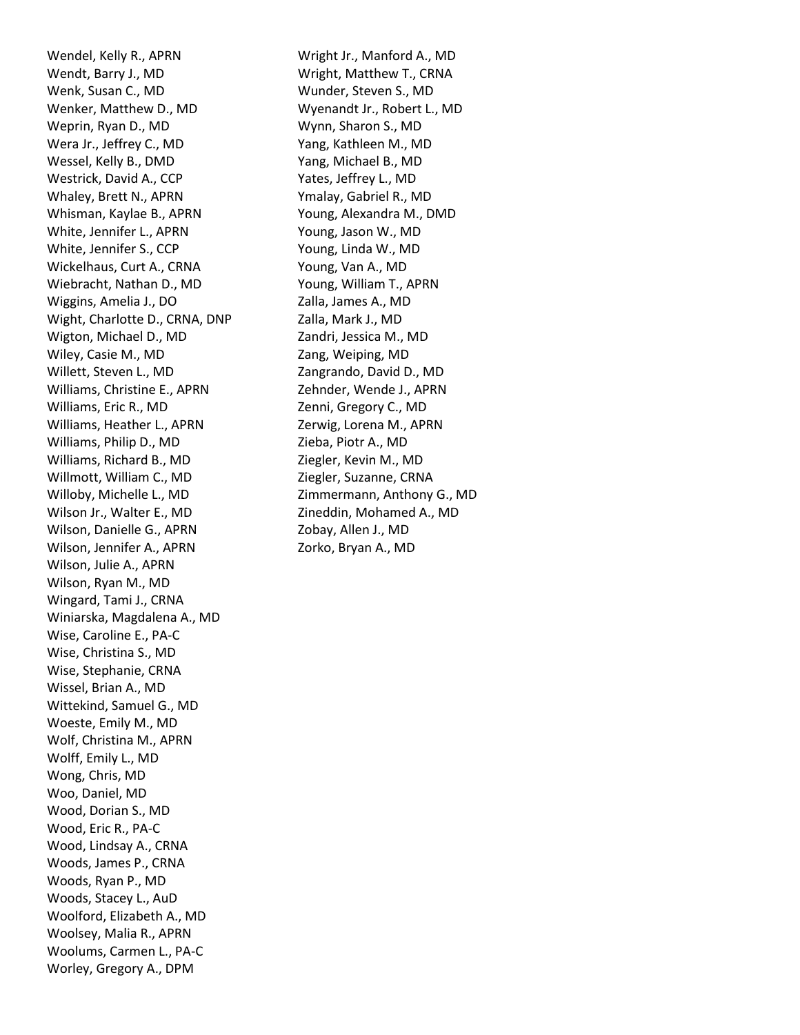Wendel, Kelly R., APRN
Wendt, Barry J., MD
Wenk, Susan C., MD
Wenker, Matthew D., MD
Weprin, Ryan D., MD
Wera Jr., Jeffrey C., MD
Wessel, Kelly B., DMD
Westrick, David A., CCP
Whaley, Brett N., APRN
Whisman, Kaylae B., APRN
White, Jennifer L., APRN
White, Jennifer S., CCP
Wickelhaus, Curt A., CRNA
Wiebracht, Nathan D., MD
Wiggins, Amelia J., DO
Wight, Charlotte D., CRNA, DNP
Wigton, Michael D., MD
Wiley, Casie M., MD
Willett, Steven L., MD
Williams, Christine E., APRN
Williams, Eric R., MD
Williams, Heather L., APRN
Williams, Philip D., MD
Williams, Richard B., MD
Willmott, William C., MD
Willoby, Michelle L., MD
Wilson Jr., Walter E., MD
Wilson, Danielle G., APRN
Wilson, Jennifer A., APRN
Wilson, Julie A., APRN
Wilson, Ryan M., MD
Wingard, Tami J., CRNA
Winiarska, Magdalena A., MD
Wise, Caroline E., PA-C
Wise, Christina S., MD
Wise, Stephanie, CRNA
Wissel, Brian A., MD
Wittekind, Samuel G., MD
Woeste, Emily M., MD
Wolf, Christina M., APRN
Wolff, Emily L., MD
Wong, Chris, MD
Woo, Daniel, MD
Wood, Dorian S., MD
Wood, Eric R., PA-C
Wood, Lindsay A., CRNA
Woods, James P., CRNA
Woods, Ryan P., MD
Woods, Stacey L., AuD
Woolford, Elizabeth A., MD
Woolsey, Malia R., APRN
Woolums, Carmen L., PA-C
Worley, Gregory A., DPM
Wright Jr., Manford A., MD
Wright, Matthew T., CRNA
Wunder, Steven S., MD
Wyenandt Jr., Robert L., MD
Wynn, Sharon S., MD
Yang, Kathleen M., MD
Yang, Michael B., MD
Yates, Jeffrey L., MD
Ymalay, Gabriel R., MD
Young, Alexandra M., DMD
Young, Jason W., MD
Young, Linda W., MD
Young, Van A., MD
Young, William T., APRN
Zalla, James A., MD
Zalla, Mark J., MD
Zandri, Jessica M., MD
Zang, Weiping, MD
Zangrando, David D., MD
Zehnder, Wende J., APRN
Zenni, Gregory C., MD
Zerwig, Lorena M., APRN
Zieba, Piotr A., MD
Ziegler, Kevin M., MD
Ziegler, Suzanne, CRNA
Zimmermann, Anthony G., MD
Zineddin, Mohamed A., MD
Zobay, Allen J., MD
Zorko, Bryan A., MD